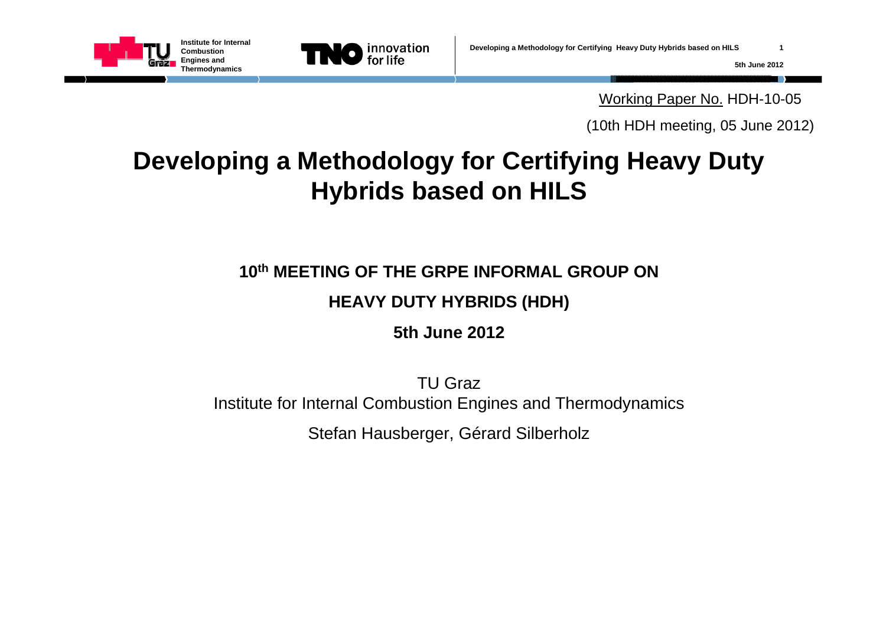Working Paper No. HDH-10-05

(10th HDH meeting, 05 June 2012)

# Developing a Methodology for Certifying Heavy Duty Hybrids based on HILS

**10th MEETING OF THE GRPE INFORMAL GROUP ON**

**HEAVY DUTY HYBRIDS (HDH)**

**5th June 2012**

TU Graz
Institute for Internal Combustion Engines and Thermodynamics

Stefan Hausberger, Gérard Silberholz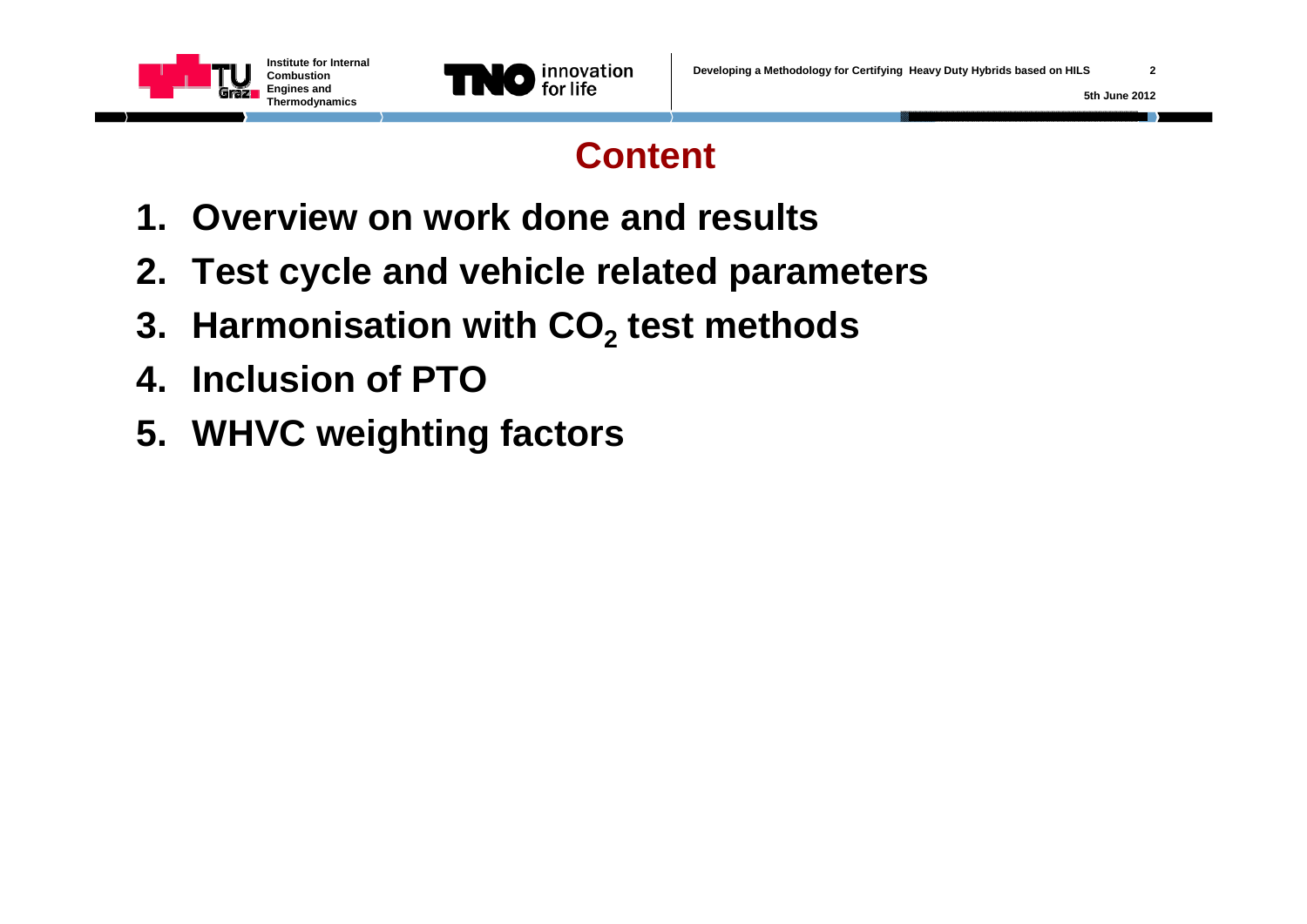# Content

1. **Overview on work done and results**
2. **Test cycle and vehicle related parameters**
3. **Harmonisation with $CO_2$ test methods**
4. **Inclusion of PTO**
5. **WHVC weighting factors**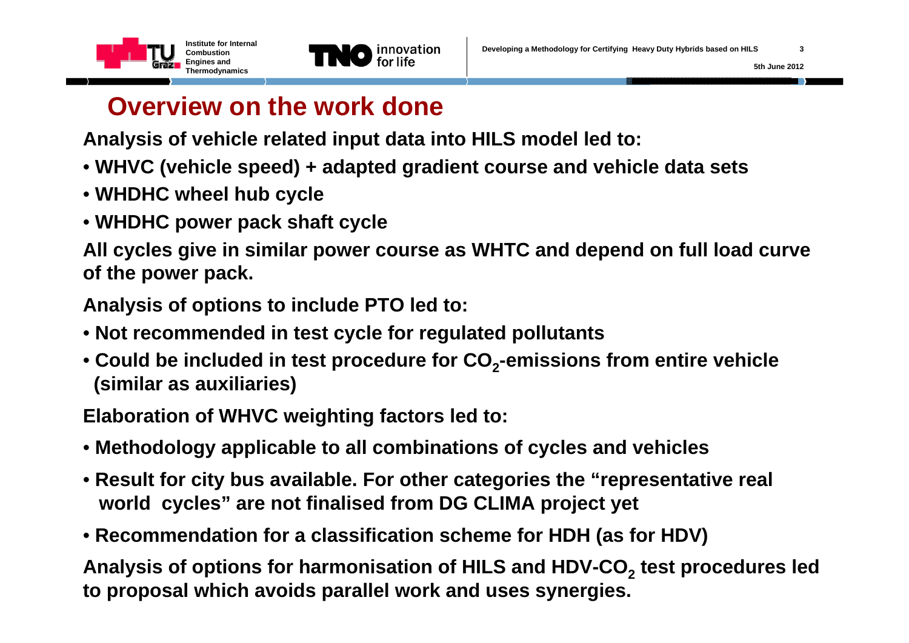# Overview on the work done

**Analysis of vehicle related input data into HILS model led to:**

- **WHVC (vehicle speed) + adapted gradient course and vehicle data sets**
- **WHDHC wheel hub cycle**
- **WHDHC power pack shaft cycle**

**All cycles give in similar power course as WHTC and depend on full load curve of the power pack.**

**Analysis of options to include PTO led to:**

- **Not recommended in test cycle for regulated pollutants**
- **Could be included in test procedure for $CO_2$-emissions from entire vehicle (similar as auxiliaries)**

**Elaboration of WHVC weighting factors led to:**

- **Methodology applicable to all combinations of cycles and vehicles**
- **Result for city bus available. For other categories the "representative real world cycles" are not finalised from DG CLIMA project yet**
- **Recommendation for a classification scheme for HDH (as for HDV)**

**Analysis of options for harmonisation of HILS and HDV-$CO_2$ test procedures led to proposal which avoids parallel work and uses synergies.**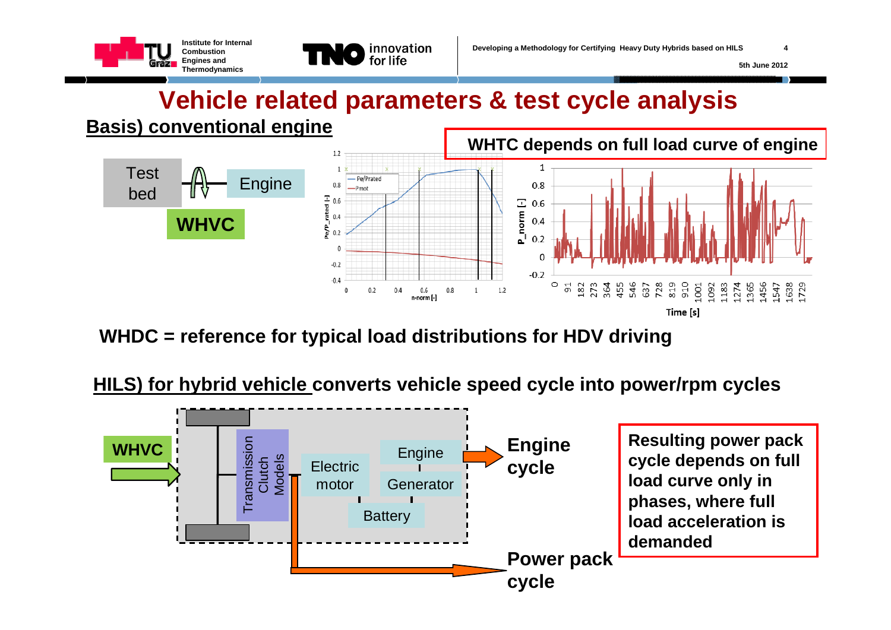# Vehicle related parameters & test cycle analysis

## Basis) conventional engine

Test bed — Engine

**WHVC**

**WHTC depends on full load curve of engine**

**WHDC = reference for typical load distributions for HDV driving**

**HILS) for hybrid vehicle converts vehicle speed cycle into power/rpm cycles**

**WHVC**

Transmission Clutch Models — Electric motor — Engine — Generator — Battery

**Engine cycle**

**Power pack cycle**

**Resulting power pack cycle depends on full load curve only in phases, where full load acceleration is demanded**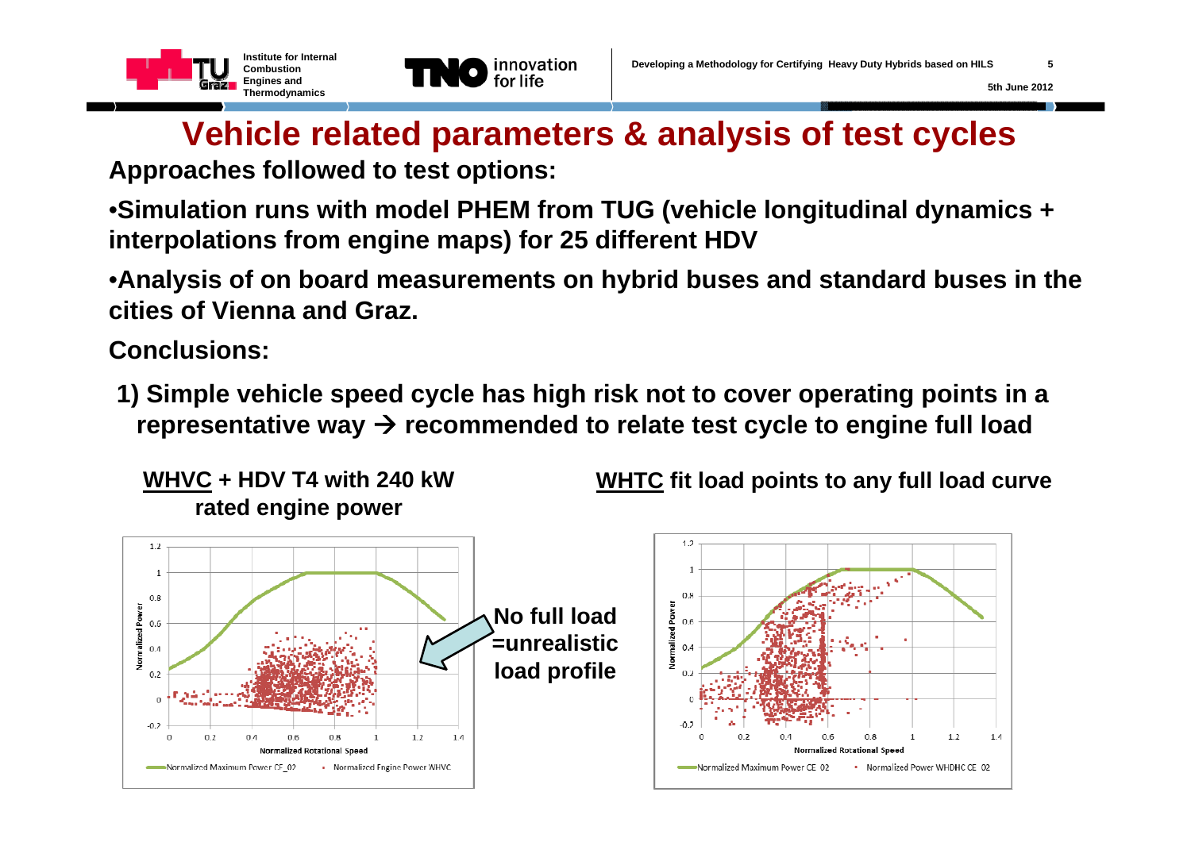# Vehicle related parameters & analysis of test cycles

**Approaches followed to test options:**

- **Simulation runs with model PHEM from TUG (vehicle longitudinal dynamics + interpolations from engine maps) for 25 different HDV**
- **Analysis of on board measurements on hybrid buses and standard buses in the cities of Vienna and Graz.**

**Conclusions:**

**1) Simple vehicle speed cycle has high risk not to cover operating points in a representative way → recommended to relate test cycle to engine full load**

**WHVC + HDV T4 with 240 kW rated engine power**

**WHTC fit load points to any full load curve**

**No full load =unrealistic load profile**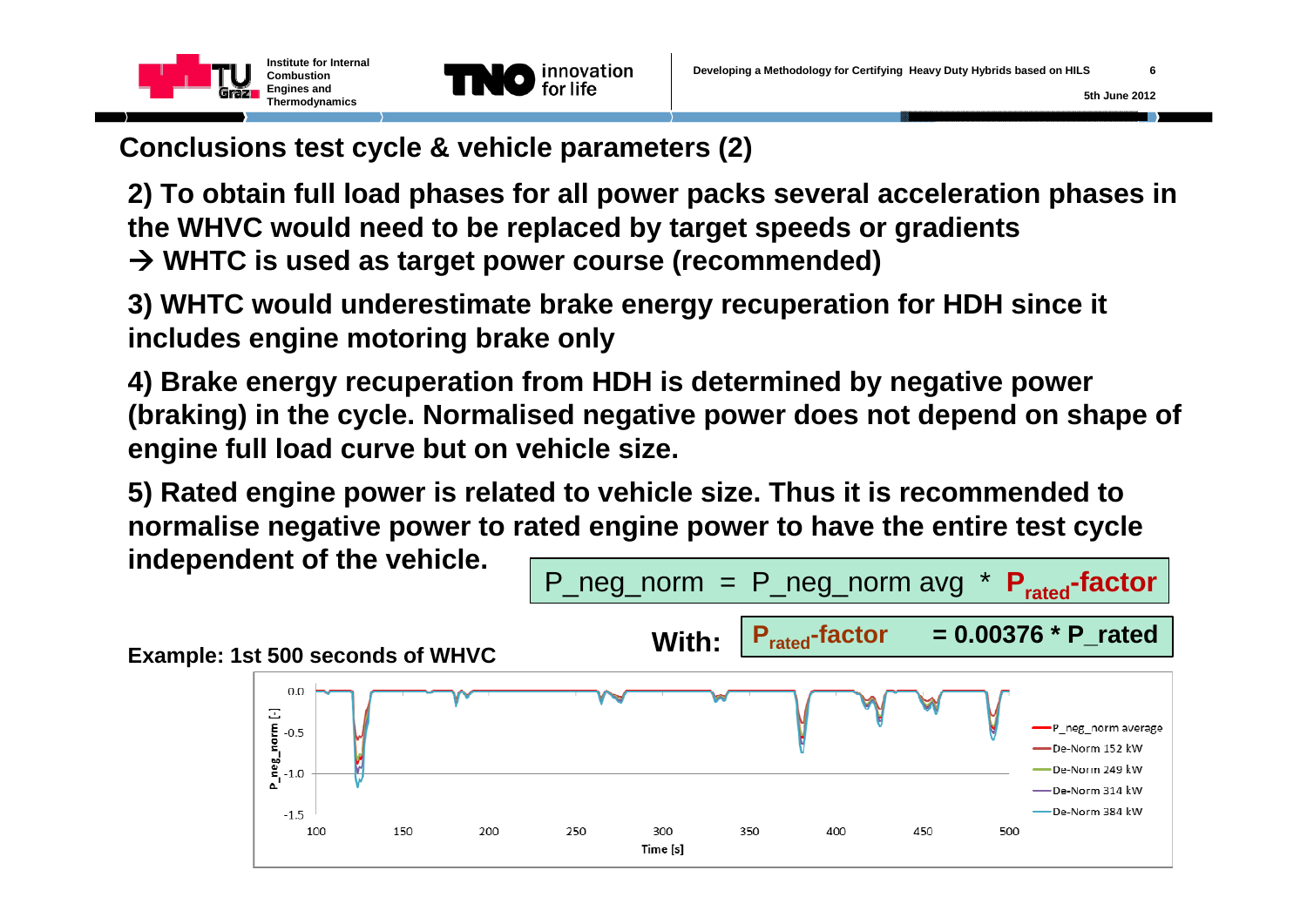## Conclusions test cycle & vehicle parameters (2)

**2) To obtain full load phases for all power packs several acceleration phases in the WHVC would need to be replaced by target speeds or gradients**
**→ WHTC is used as target power course (recommended)**

**3) WHTC would underestimate brake energy recuperation for HDH since it includes engine motoring brake only**

**4) Brake energy recuperation from HDH is determined by negative power (braking) in the cycle. Normalised negative power does not depend on shape of engine full load curve but on vehicle size.**

**5) Rated engine power is related to vehicle size. Thus it is recommended to normalise negative power to rated engine power to have the entire test cycle independent of the vehicle.**

$$P\_neg\_norm = P\_neg\_norm\ avg * P_{rated}\text{-factor}$$

**With:** $P_{rated}$**-factor = 0.00376 * P_rated**

**Example: 1st 500 seconds of WHVC**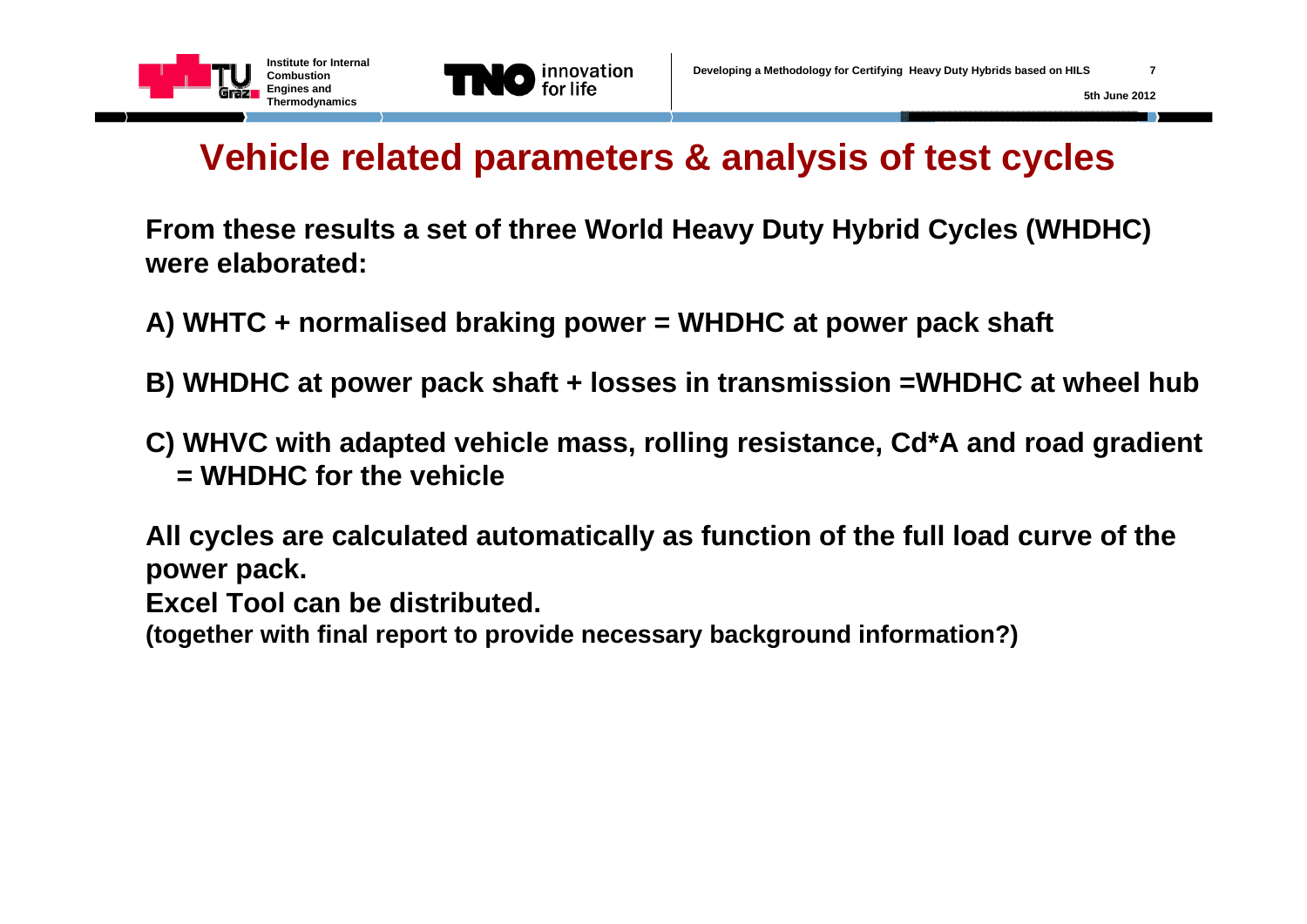# Vehicle related parameters & analysis of test cycles

**From these results a set of three World Heavy Duty Hybrid Cycles (WHDHC) were elaborated:**

**A) WHTC + normalised braking power = WHDHC at power pack shaft**

**B) WHDHC at power pack shaft + losses in transmission =WHDHC at wheel hub**

**C) WHVC with adapted vehicle mass, rolling resistance, Cd*A and road gradient = WHDHC for the vehicle**

**All cycles are calculated automatically as function of the full load curve of the power pack.**
**Excel Tool can be distributed.**
**(together with final report to provide necessary background information?)**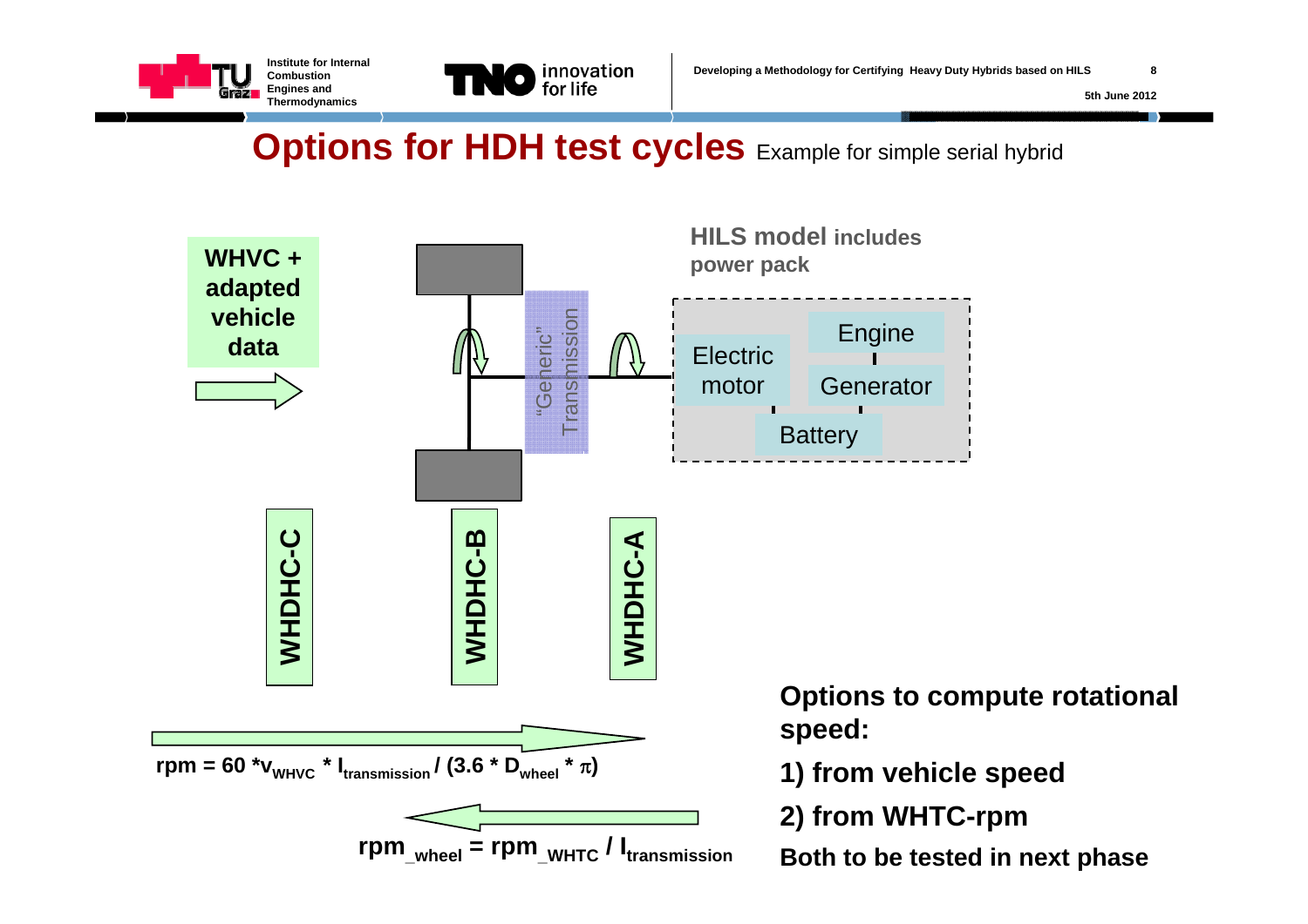# Options for HDH test cycles

Example for simple serial hybrid

**WHVC + adapted vehicle data**

"Generic" Transmission

**HILS model includes power pack**

- Electric motor
- Engine
- Generator
- Battery

**WHDHC-C**

**WHDHC-B**

**WHDHC-A**

$$rpm = 60 \cdot v_{WHVC} \cdot I_{transmission} / (3.6 \cdot D_{wheel} \cdot \pi)$$

$$rpm_{\_wheel} = rpm_{\_WHTC} / I_{transmission}$$

**Options to compute rotational speed:**

**1) from vehicle speed**

**2) from WHTC-rpm**

**Both to be tested in next phase**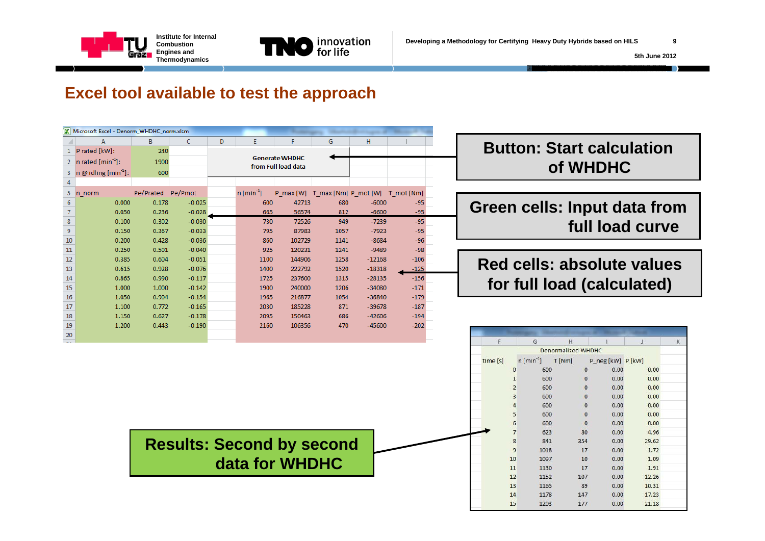# Excel tool available to test the approach

Microsoft Excel - Denorm_WHDHC_norm.xlsm

| | A | B | C |
|---|---|---|---|
| 1 | P rated [kW]: | 240 | |
| 2 | n rated [min$^{-1}$]: | 1900 | |
| 3 | n @ idling [min$^{-1}$]: | 600 | |

Generate WHDHC from Full load data

| n_norm | Pe/Prated | Pe/Pmot | n [min$^{-1}$] | P_max [W] | T_max [Nm] | P_mot [W] | T_mot [Nm] |
|---|---|---|---|---|---|---|---|
| 0.000 | 0.178 | -0.025 | 600 | 42713 | 680 | -6000 | -95 |
| 0.050 | 0.236 | -0.028 | 665 | 56574 | 812 | -6600 | -95 |
| 0.100 | 0.302 | -0.030 | 730 | 72526 | 949 | -7239 | -95 |
| 0.150 | 0.367 | -0.033 | 795 | 87983 | 1057 | -7923 | -95 |
| 0.200 | 0.428 | -0.036 | 860 | 102729 | 1141 | -8684 | -96 |
| 0.250 | 0.501 | -0.040 | 925 | 120231 | 1241 | -9489 | -98 |
| 0.385 | 0.604 | -0.051 | 1100 | 144906 | 1258 | -12168 | -106 |
| 0.615 | 0.928 | -0.076 | 1400 | 222792 | 1520 | -18318 | -125 |
| 0.865 | 0.990 | -0.117 | 1725 | 237600 | 1315 | -28135 | -156 |
| 1.000 | 1.000 | -0.142 | 1900 | 240000 | 1206 | -34080 | -171 |
| 1.050 | 0.904 | -0.154 | 1965 | 216877 | 1054 | -36840 | -179 |
| 1.100 | 0.772 | -0.165 | 2030 | 185228 | 871 | -39678 | -187 |
| 1.150 | 0.627 | -0.178 | 2095 | 150463 | 686 | -42606 | -194 |
| 1.200 | 0.443 | -0.190 | 2160 | 106356 | 470 | -45600 | -202 |

**Button: Start calculation of WHDHC**

**Green cells: Input data from full load curve**

**Red cells: absolute values for full load (calculated)**

Denormalized WHDHC

| time [s] | n [min$^{-1}$] | T [Nm] | P_neg [kW] | P [kW] |
|---|---|---|---|---|
| 0 | 600 | 0 | 0.00 | 0.00 |
| 1 | 600 | 0 | 0.00 | 0.00 |
| 2 | 600 | 0 | 0.00 | 0.00 |
| 3 | 600 | 0 | 0.00 | 0.00 |
| 4 | 600 | 0 | 0.00 | 0.00 |
| 5 | 600 | 0 | 0.00 | 0.00 |
| 6 | 600 | 0 | 0.00 | 0.00 |
| 7 | 623 | 80 | 0.00 | 4.96 |
| 8 | 841 | 354 | 0.00 | 29.62 |
| 9 | 1018 | 17 | 0.00 | 1.72 |
| 10 | 1097 | 10 | 0.00 | 1.09 |
| 11 | 1130 | 17 | 0.00 | 1.91 |
| 12 | 1152 | 107 | 0.00 | 12.26 |
| 13 | 1165 | 89 | 0.00 | 10.31 |
| 14 | 1178 | 147 | 0.00 | 17.23 |
| 15 | 1203 | 177 | 0.00 | 21.18 |

**Results: Second by second data for WHDHC**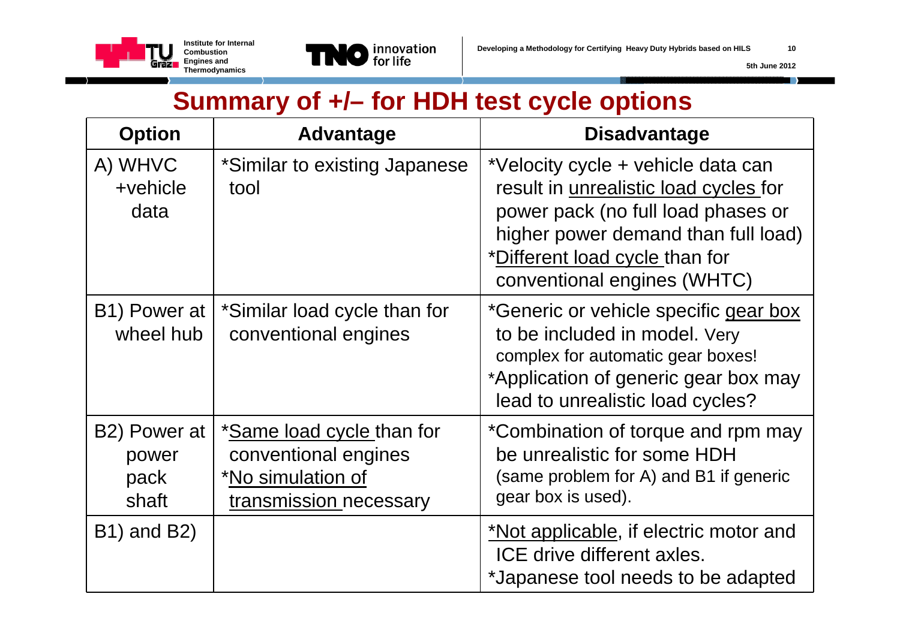# Summary of +/– for HDH test cycle options

| Option | Advantage | Disadvantage |
|---|---|---|
| A) WHVC +vehicle data | *Similar to existing Japanese tool | *Velocity cycle + vehicle data can result in unrealistic load cycles for power pack (no full load phases or higher power demand than full load)<br>*Different load cycle than for conventional engines (WHTC) |
| B1) Power at wheel hub | *Similar load cycle than for conventional engines | *Generic or vehicle specific gear box to be included in model. Very complex for automatic gear boxes!<br>*Application of generic gear box may lead to unrealistic load cycles? |
| B2) Power at power pack shaft | *Same load cycle than for conventional engines<br>*No simulation of transmission necessary | *Combination of torque and rpm may be unrealistic for some HDH (same problem for A) and B1 if generic gear box is used). |
| B1) and B2) | | *Not applicable, if electric motor and ICE drive different axles.<br>*Japanese tool needs to be adapted |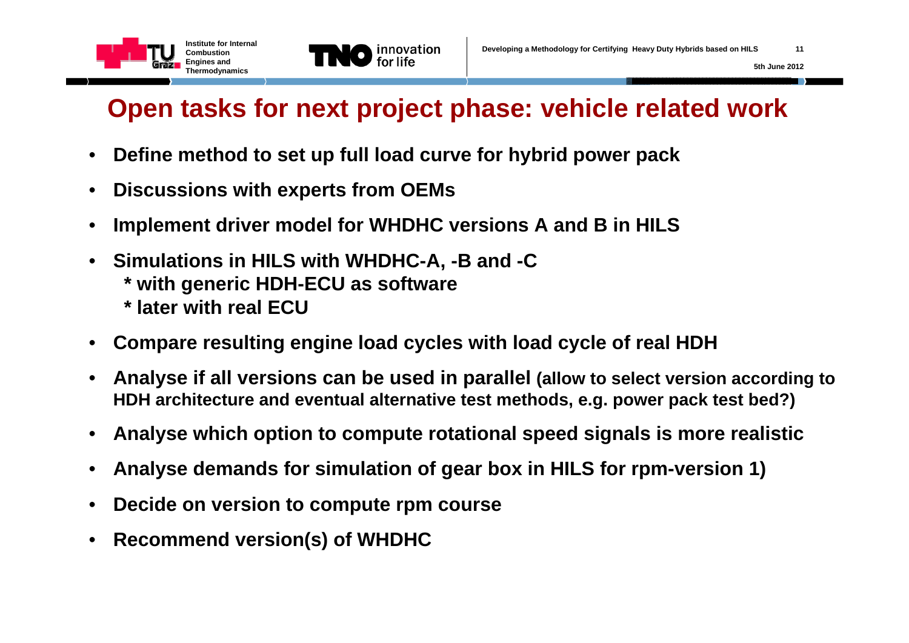# Open tasks for next project phase: vehicle related work

- **Define method to set up full load curve for hybrid power pack**
- **Discussions with experts from OEMs**
- **Implement driver model for WHDHC versions A and B in HILS**
- **Simulations in HILS with WHDHC-A, -B and -C**
  **\* with generic HDH-ECU as software**
  **\* later with real ECU**
- **Compare resulting engine load cycles with load cycle of real HDH**
- **Analyse if all versions can be used in parallel (allow to select version according to HDH architecture and eventual alternative test methods, e.g. power pack test bed?)**
- **Analyse which option to compute rotational speed signals is more realistic**
- **Analyse demands for simulation of gear box in HILS for rpm-version 1)**
- **Decide on version to compute rpm course**
- **Recommend version(s) of WHDHC**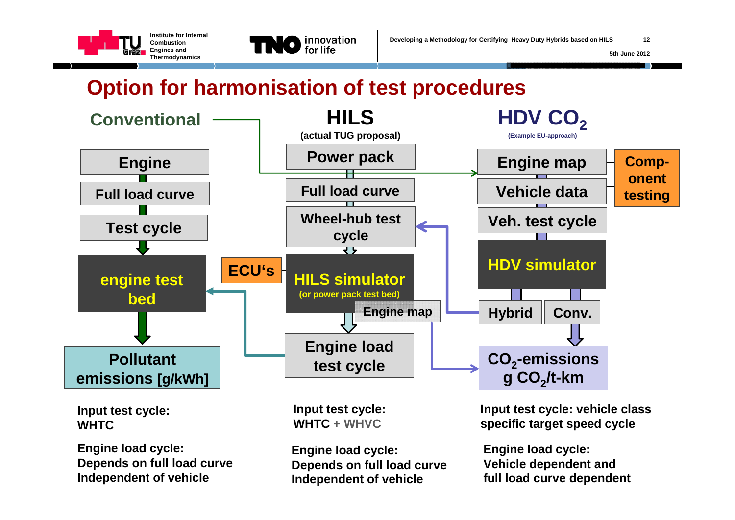# Option for harmonisation of test procedures

## Conventional

- Engine
- Full load curve
- Test cycle
- engine test bed
- Pollutant emissions [g/kWh]

**Input test cycle:**
WHTC

**Engine load cycle:**
Depends on full load curve
Independent of vehicle

## HILS

(actual TUG proposal)

- Power pack
- Full load curve
- Wheel-hub test cycle
- ECU's
- HILS simulator (or power pack test bed)
- Engine map
- Engine load test cycle

**Input test cycle:**
WHTC + WHVC

**Engine load cycle:**
Depends on full load curve
Independent of vehicle

## HDV $CO_2$

(Example EU-approach)

- Engine map
- Vehicle data
- Component testing
- Veh. test cycle
- HDV simulator
- Hybrid
- Conv.
- $CO_2$-emissions g $CO_2$/t-km

**Input test cycle:** vehicle class specific target speed cycle

**Engine load cycle:**
Vehicle dependent and
full load curve dependent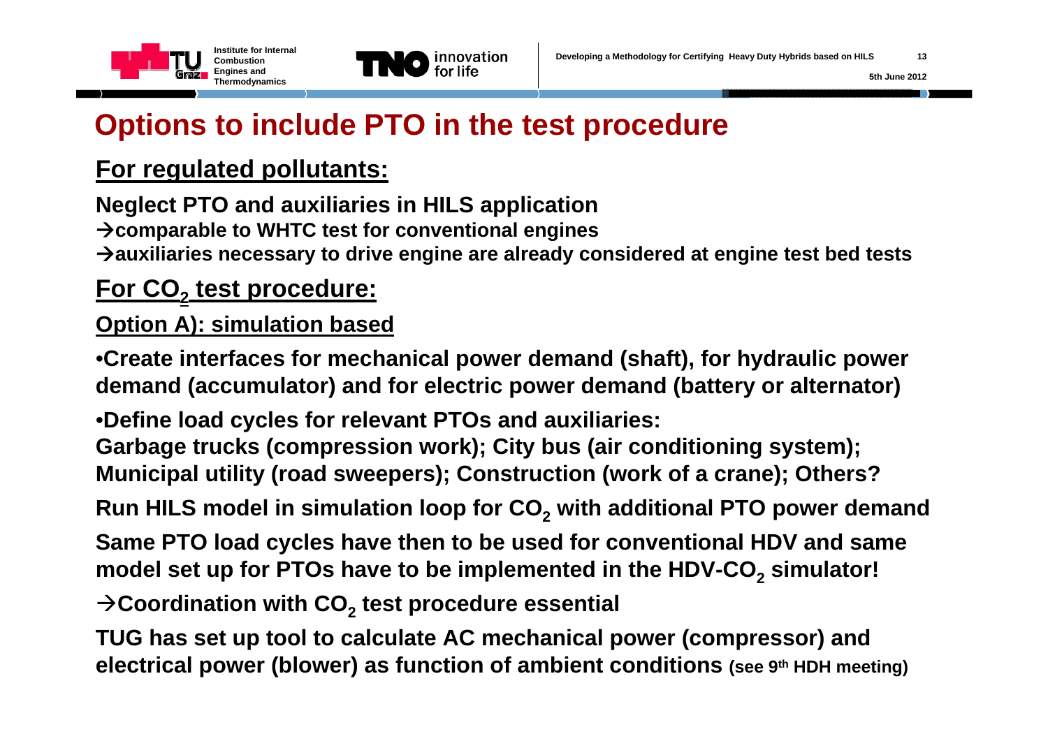# Options to include PTO in the test procedure

## For regulated pollutants:

**Neglect PTO and auxiliaries in HILS application**

**→comparable to WHTC test for conventional engines**

**→auxiliaries necessary to drive engine are already considered at engine test bed tests**

## For $CO_2$ test procedure:

### Option A): simulation based

- **Create interfaces for mechanical power demand (shaft), for hydraulic power demand (accumulator) and for electric power demand (battery or alternator)**
- **Define load cycles for relevant PTOs and auxiliaries:**
  **Garbage trucks (compression work); City bus (air conditioning system); Municipal utility (road sweepers); Construction (work of a crane); Others?**

**Run HILS model in simulation loop for $CO_2$ with additional PTO power demand**

**Same PTO load cycles have then to be used for conventional HDV and same model set up for PTOs have to be implemented in the HDV-$CO_2$ simulator!**

**→Coordination with $CO_2$ test procedure essential**

**TUG has set up tool to calculate AC mechanical power (compressor) and electrical power (blower) as function of ambient conditions** (see 9th HDH meeting)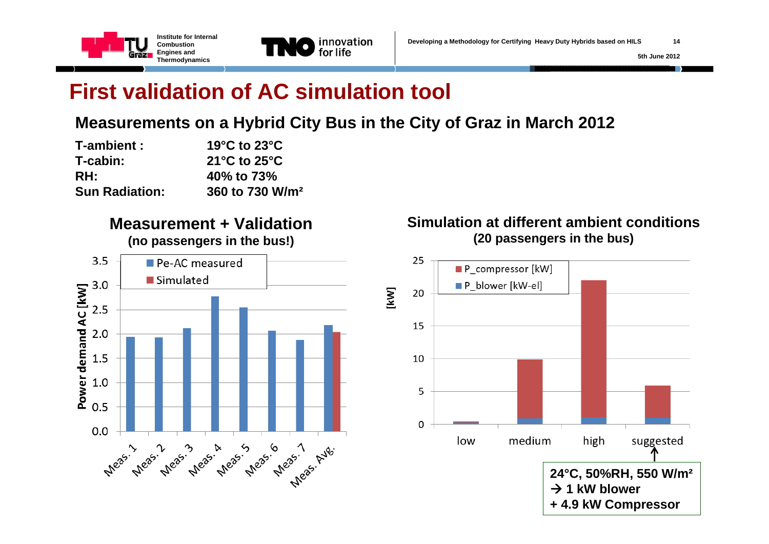# First validation of AC simulation tool

## Measurements on a Hybrid City Bus in the City of Graz in March 2012

| | |
|---|---|
| **T-ambient :** | **19°C to 23°C** |
| **T-cabin:** | **21°C to 25°C** |
| **RH:** | **40% to 73%** |
| **Sun Radiation:** | **360 to 730 W/m²** |

### Measurement + Validation
**(no passengers in the bus!)**

Power demand AC [kW]

- Pe-AC measured
- Simulated

Meas. 1, Meas. 2, Meas. 3, Meas. 4, Meas. 5, Meas. 6, Meas. 7, Meas. Avg.

### Simulation at different ambient conditions
**(20 passengers in the bus)**

[kW]

- P_compressor [kW]
- P_blower [kW-el]

low, medium, high, suggested

**24°C, 50%RH, 550 W/m²**
**→ 1 kW blower**
**+ 4.9 kW Compressor**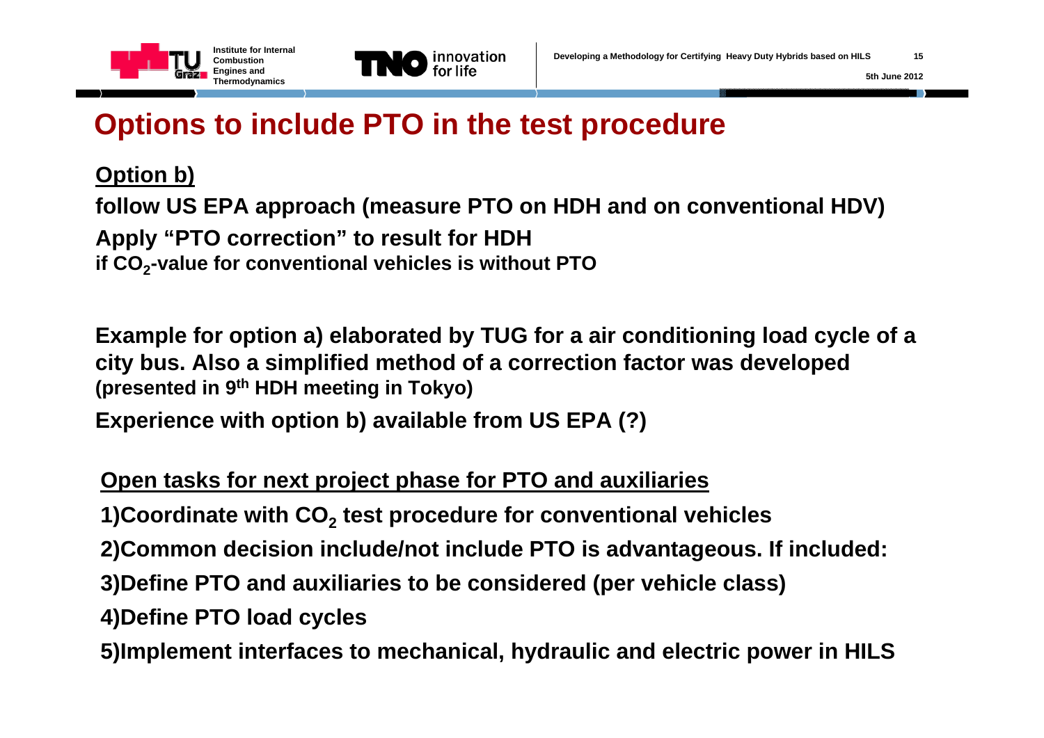# Options to include PTO in the test procedure

**Option b)**

**follow US EPA approach (measure PTO on HDH and on conventional HDV)**

**Apply "PTO correction" to result for HDH**

**if $CO_2$-value for conventional vehicles is without PTO**

**Example for option a) elaborated by TUG for a air conditioning load cycle of a city bus. Also a simplified method of a correction factor was developed (presented in 9th HDH meeting in Tokyo)**

**Experience with option b) available from US EPA (?)**

**Open tasks for next project phase for PTO and auxiliaries**

1. **Coordinate with $CO_2$ test procedure for conventional vehicles**
2. **Common decision include/not include PTO is advantageous. If included:**
3. **Define PTO and auxiliaries to be considered (per vehicle class)**
4. **Define PTO load cycles**
5. **Implement interfaces to mechanical, hydraulic and electric power in HILS**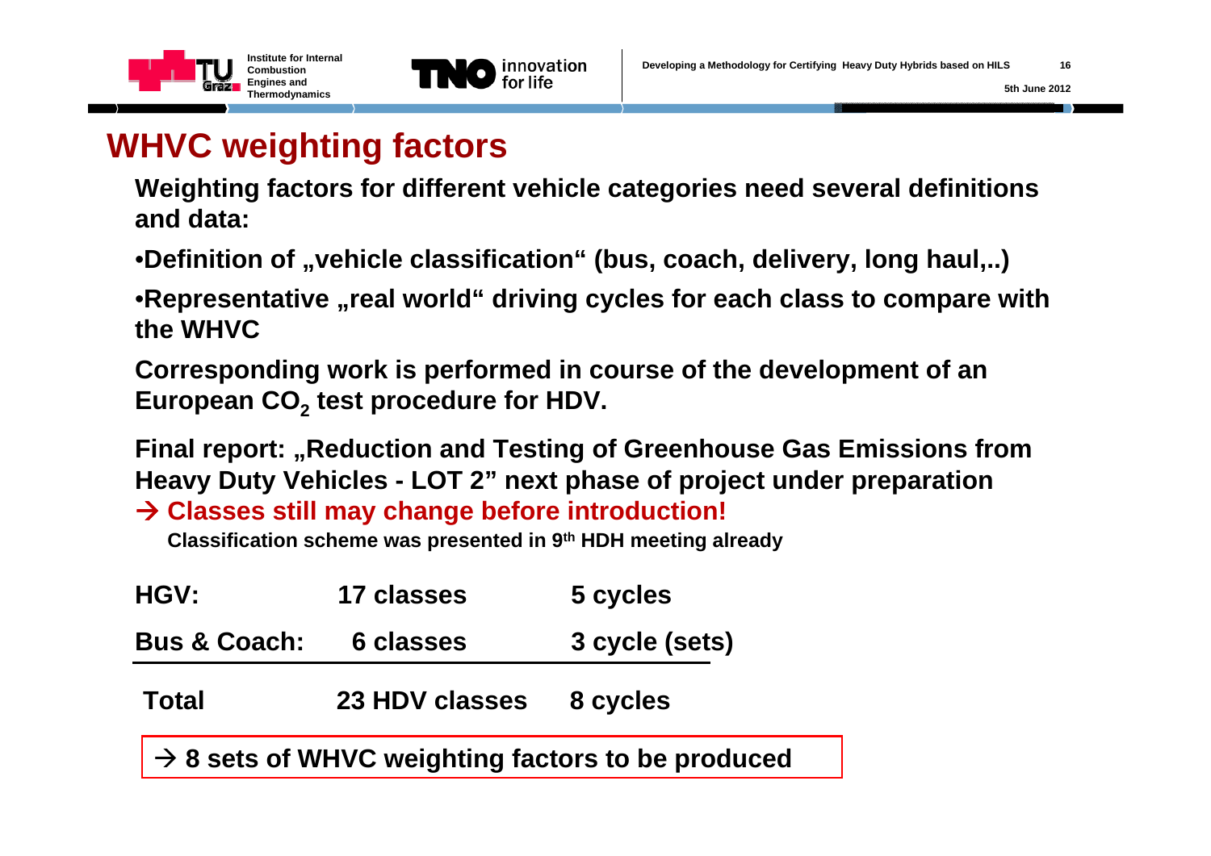# WHVC weighting factors

**Weighting factors for different vehicle categories need several definitions and data:**

- **Definition of „vehicle classification“ (bus, coach, delivery, long haul,..)**
- **Representative „real world“ driving cycles for each class to compare with the WHVC**

**Corresponding work is performed in course of the development of an European $CO_2$ test procedure for HDV.**

**Final report: „Reduction and Testing of Greenhouse Gas Emissions from Heavy Duty Vehicles - LOT 2” next phase of project under preparation**

**→ Classes still may change before introduction!**

**Classification scheme was presented in 9th HDH meeting already**

| | | |
|---|---|---|
| **HGV:** | **17 classes** | **5 cycles** |
| **Bus & Coach:** | **6 classes** | **3 cycle (sets)** |
| **Total** | **23 HDV classes** | **8 cycles** |

**→ 8 sets of WHVC weighting factors to be produced**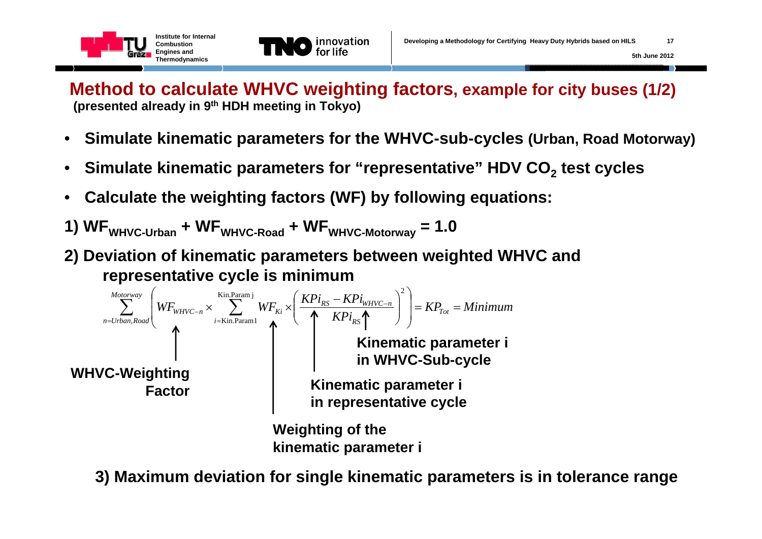# Method to calculate WHVC weighting factors, example for city buses (1/2)

**(presented already in 9th HDH meeting in Tokyo)**

- **Simulate kinematic parameters for the WHVC-sub-cycles (Urban, Road Motorway)**
- **Simulate kinematic parameters for "representative" HDV $CO_2$ test cycles**
- **Calculate the weighting factors (WF) by following equations:**

**1)** $WF_{WHVC-Urban} + WF_{WHVC-Road} + WF_{WHVC-Motorway} = 1.0$

**2) Deviation of kinematic parameters between weighted WHVC and representative cycle is minimum**

$$\sum_{n=Urban,Road}^{Motorway} \left( WF_{WHVC-n} \times \sum_{i=\text{Kin.Param1}}^{\text{Kin.Param j}} WF_{Ki} \times \left( \frac{KPi_{RS} - KPi_{WHVC-n}}{KPi_{RS}} \right)^2 \right) = KP_{Tot} = Minimum$$

- $WF_{WHVC-n}$: **WHVC-Weighting Factor**
- $WF_{Ki}$: **Weighting of the kinematic parameter i**
- $KPi_{RS}$: **Kinematic parameter i in representative cycle**
- $KPi_{WHVC-n}$: **Kinematic parameter i in WHVC-Sub-cycle**

**3) Maximum deviation for single kinematic parameters is in tolerance range**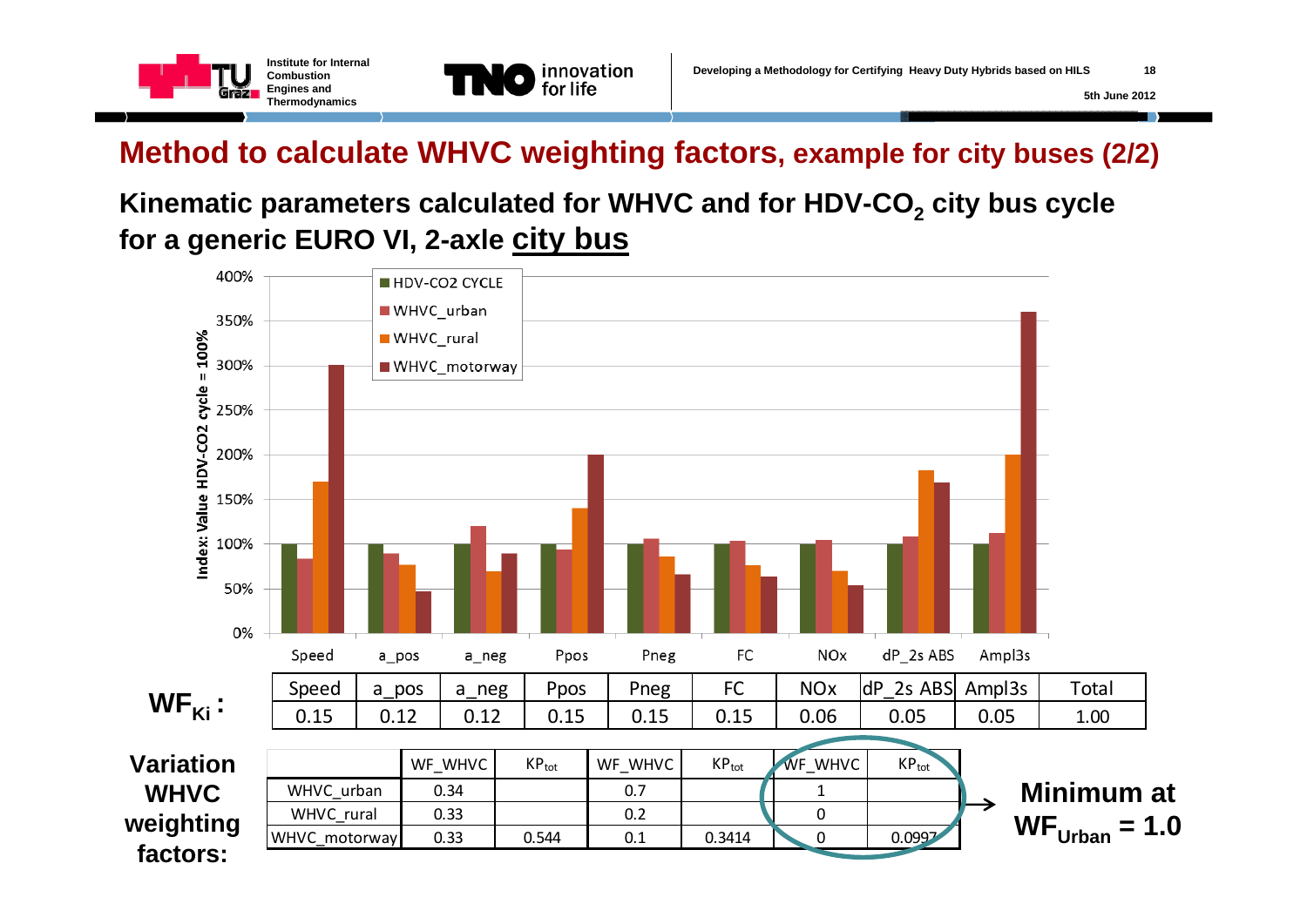# Method to calculate WHVC weighting factors, example for city buses (2/2)

## Kinematic parameters calculated for WHVC and for HDV-$CO_2$ city bus cycle for a generic EURO VI, 2-axle city bus

Index: Value HDV-CO2 cycle = 100%

Legend: HDV-CO2 CYCLE, WHVC_urban, WHVC_rural, WHVC_motorway

Categories: Speed, a_pos, a_neg, Ppos, Pneg, FC, NOx, dP_2s ABS, Ampl3s

**$WF_{Ki}$:**

| Speed | a_pos | a_neg | Ppos | Pneg | FC | NOx | dP_2s ABS | Ampl3s | Total |
|---|---|---|---|---|---|---|---|---|---|
| 0.15 | 0.12 | 0.12 | 0.15 | 0.15 | 0.15 | 0.06 | 0.05 | 0.05 | 1.00 |

**Variation WHVC weighting factors:**

| | WF_WHVC | $KP_{tot}$ | WF_WHVC | $KP_{tot}$ | WF_WHVC | $KP_{tot}$ |
|---|---|---|---|---|---|---|
| WHVC_urban | 0.34 | | 0.7 | | 1 | |
| WHVC_rural | 0.33 | | 0.2 | | 0 | |
| WHVC_motorway | 0.33 | 0.544 | 0.1 | 0.3414 | 0 | 0.0997 |

**Minimum at $WF_{Urban}$ = 1.0**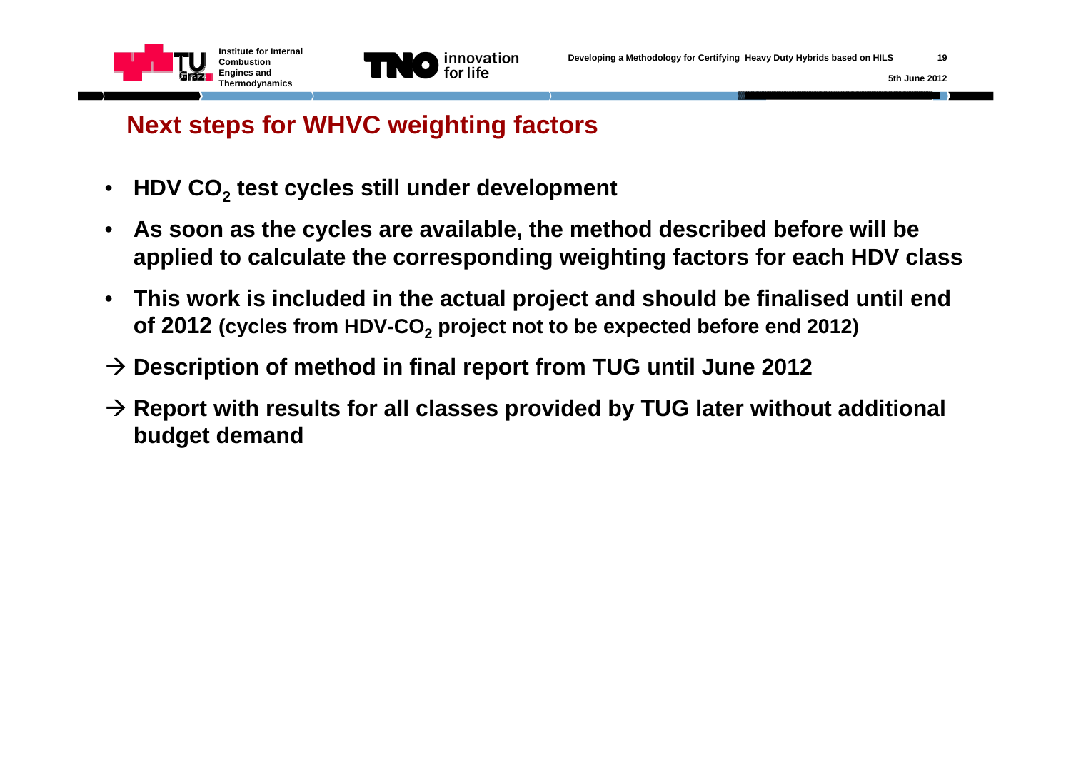# Next steps for WHVC weighting factors

- **HDV $CO_2$ test cycles still under development**
- **As soon as the cycles are available, the method described before will be applied to calculate the corresponding weighting factors for each HDV class**
- **This work is included in the actual project and should be finalised until end of 2012 (cycles from HDV-$CO_2$ project not to be expected before end 2012)**

→ **Description of method in final report from TUG until June 2012**

→ **Report with results for all classes provided by TUG later without additional budget demand**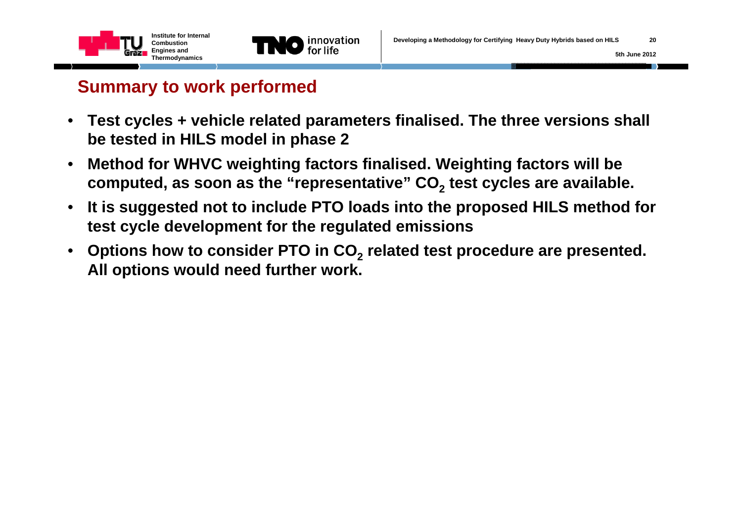## Summary to work performed

- **Test cycles + vehicle related parameters finalised. The three versions shall be tested in HILS model in phase 2**
- **Method for WHVC weighting factors finalised. Weighting factors will be computed, as soon as the "representative" $CO_2$ test cycles are available.**
- **It is suggested not to include PTO loads into the proposed HILS method for test cycle development for the regulated emissions**
- **Options how to consider PTO in $CO_2$ related test procedure are presented. All options would need further work.**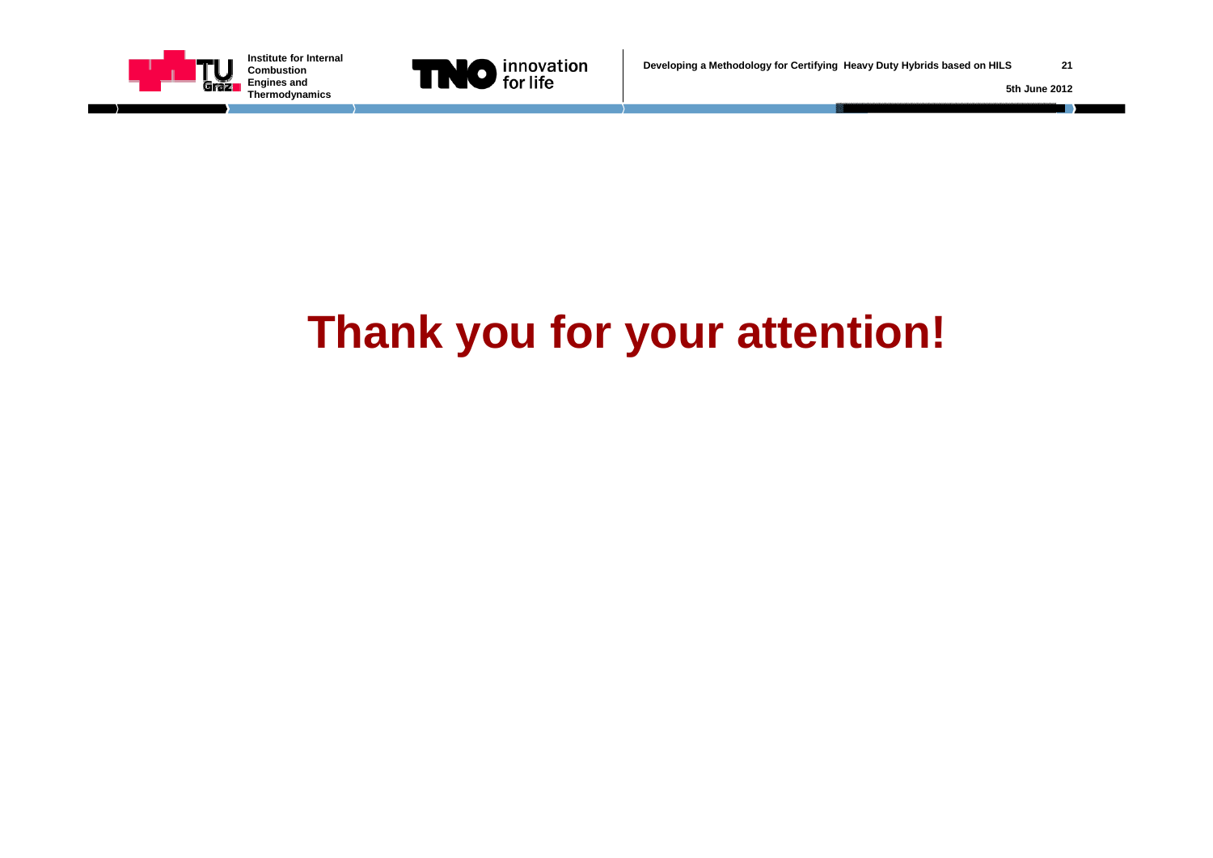# Thank you for your attention!